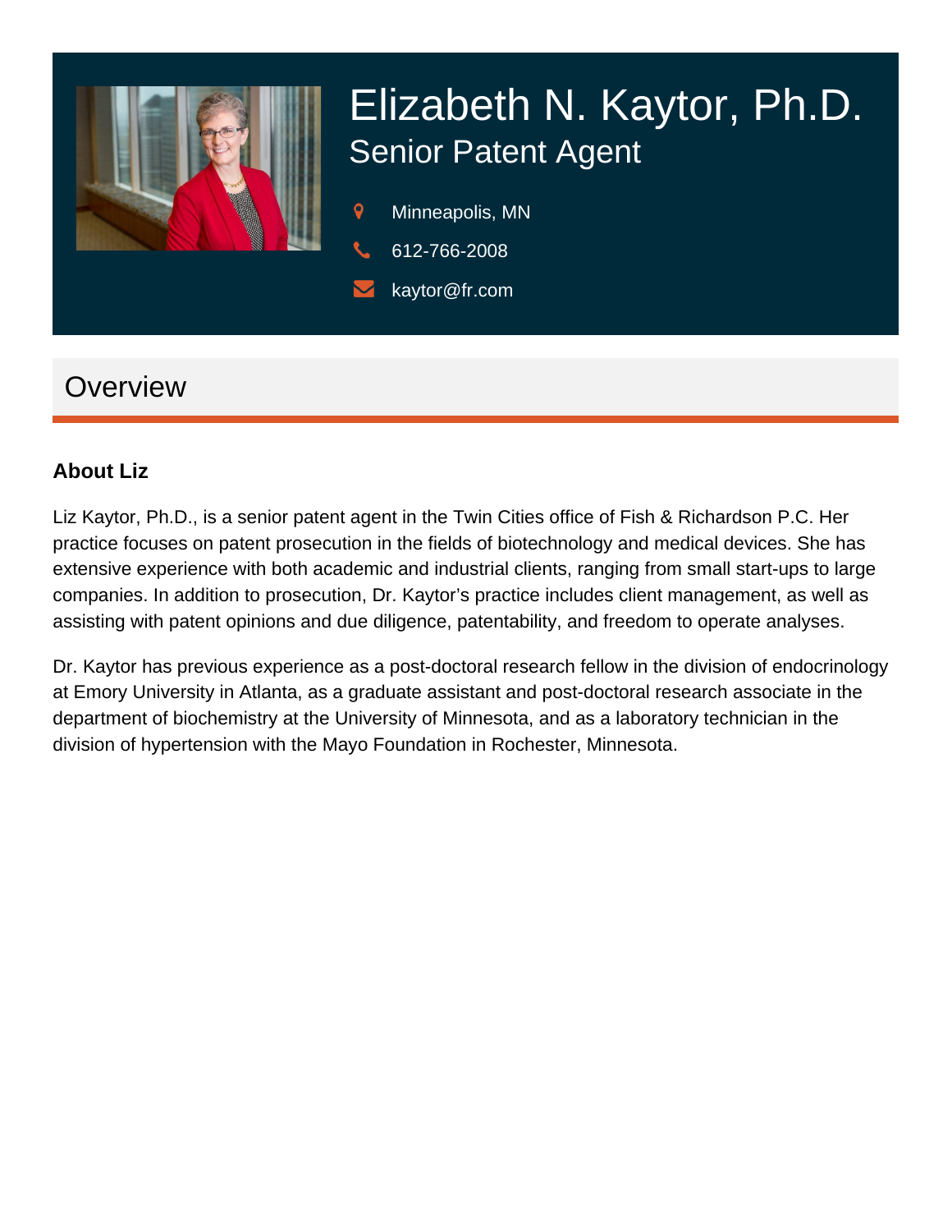# Elizabeth N. Kaytor, Ph.D.

## Senior Patent Agent

Minneapolis, MN

612-766-2008

kaytor@fr.com

## Overview

### About Liz

Liz Kaytor, Ph.D., is a senior patent agent in the Twin Cities office of Fish & Richardson P.C. Her practice focuses on patent prosecution in the fields of biotechnology and medical devices. She has extensive experience with both academic and industrial clients, ranging from small start-ups to large companies. In addition to prosecution, Dr. Kaytor's practice includes client management, as well as assisting with patent opinions and due diligence, patentability, and freedom to operate analyses.

Dr. Kaytor has previous experience as a post-doctoral research fellow in the division of endocrinology at Emory University in Atlanta, as a graduate assistant and post-doctoral research associate in the department of biochemistry at the University of Minnesota, and as a laboratory technician in the division of hypertension with the Mayo Foundation in Rochester, Minnesota.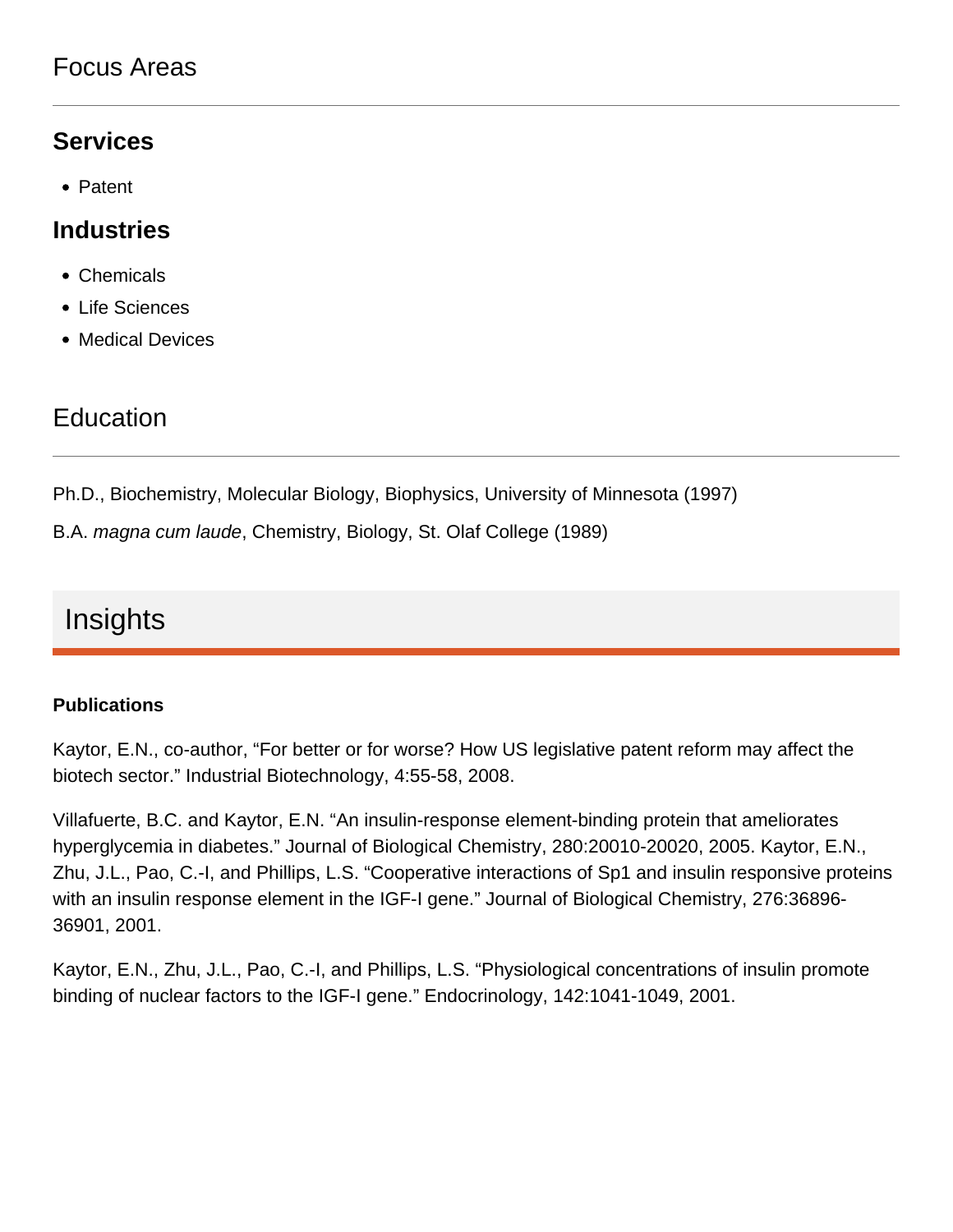## Focus Areas

### Services

- Patent

### Industries

- Chemicals
- Life Sciences
- Medical Devices

## Education

Ph.D., Biochemistry, Molecular Biology, Biophysics, University of Minnesota (1997)

B.A. *magna cum laude*, Chemistry, Biology, St. Olaf College (1989)

## Insights

**Publications**

Kaytor, E.N., co-author, "For better or for worse? How US legislative patent reform may affect the biotech sector." Industrial Biotechnology, 4:55-58, 2008.

Villafuerte, B.C. and Kaytor, E.N. "An insulin-response element-binding protein that ameliorates hyperglycemia in diabetes." Journal of Biological Chemistry, 280:20010-20020, 2005. Kaytor, E.N., Zhu, J.L., Pao, C.-I, and Phillips, L.S. "Cooperative interactions of Sp1 and insulin responsive proteins with an insulin response element in the IGF-I gene." Journal of Biological Chemistry, 276:36896-36901, 2001.

Kaytor, E.N., Zhu, J.L., Pao, C.-I, and Phillips, L.S. "Physiological concentrations of insulin promote binding of nuclear factors to the IGF-I gene." Endocrinology, 142:1041-1049, 2001.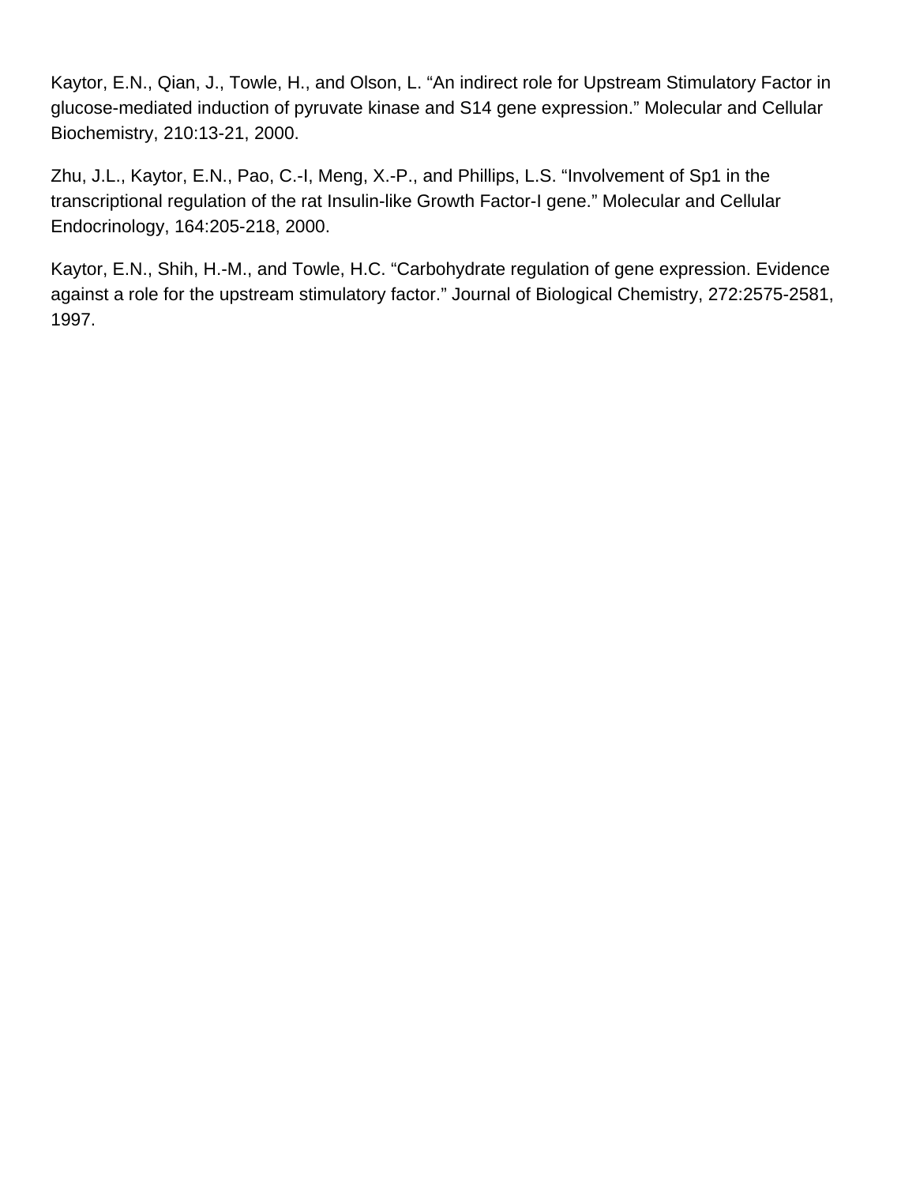Kaytor, E.N., Qian, J., Towle, H., and Olson, L. “An indirect role for Upstream Stimulatory Factor in glucose-mediated induction of pyruvate kinase and S14 gene expression.” Molecular and Cellular Biochemistry, 210:13-21, 2000.

Zhu, J.L., Kaytor, E.N., Pao, C.-I, Meng, X.-P., and Phillips, L.S. “Involvement of Sp1 in the transcriptional regulation of the rat Insulin-like Growth Factor-I gene.” Molecular and Cellular Endocrinology, 164:205-218, 2000.

Kaytor, E.N., Shih, H.-M., and Towle, H.C. “Carbohydrate regulation of gene expression. Evidence against a role for the upstream stimulatory factor.” Journal of Biological Chemistry, 272:2575-2581, 1997.